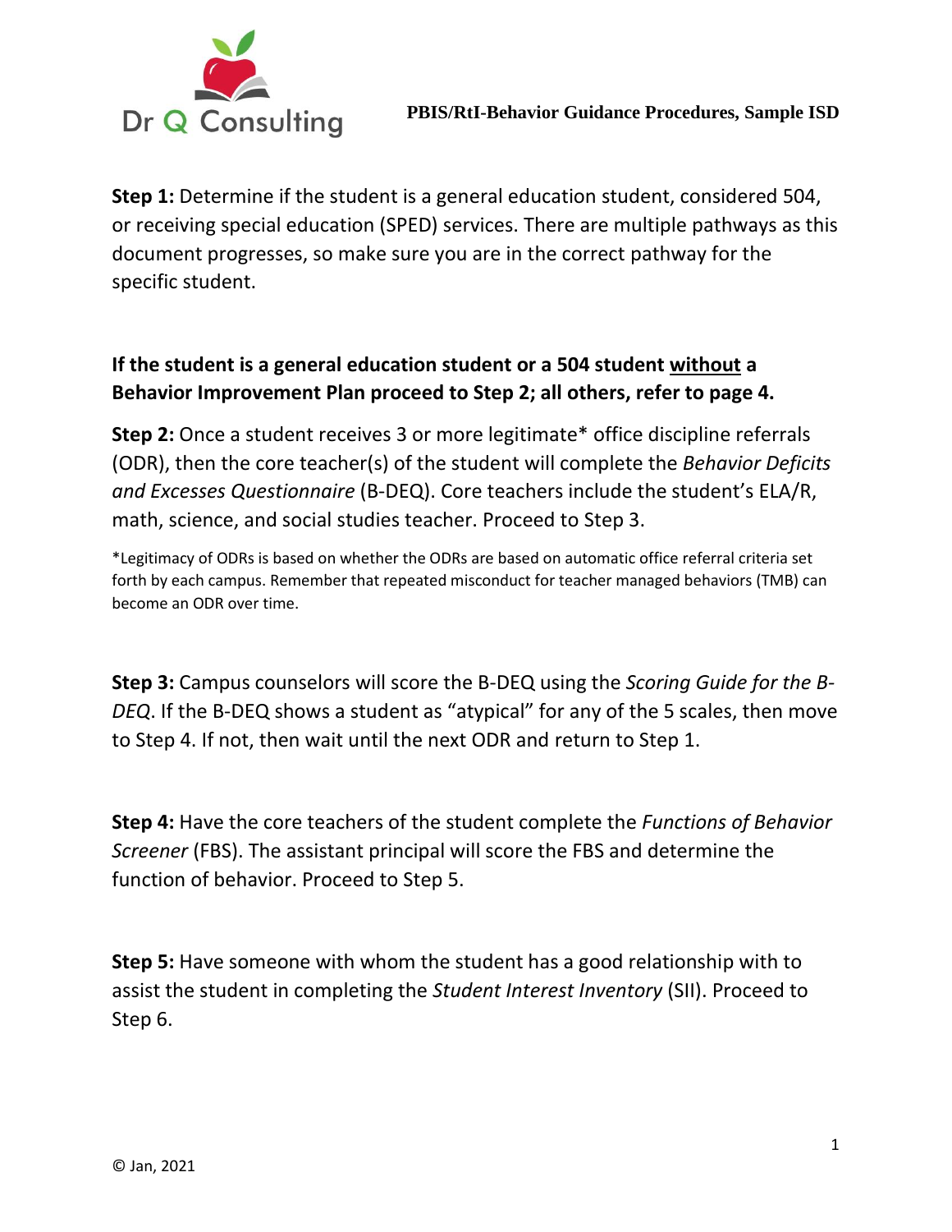**Step 1:** Determine if the student is a general education student, considered 504, or receiving special education (SPED) services. There are multiple pathways as this document progresses, so make sure you are in the correct pathway for the specific student.

**If the student is a general education student or a 504 student <u>without</u> a Behavior Improvement Plan proceed to Step 2; all others, refer to page 4.**

**Step 2:** Once a student receives 3 or more legitimate* office discipline referrals (ODR), then the core teacher(s) of the student will complete the *Behavior Deficits and Excesses Questionnaire* (B-DEQ). Core teachers include the student's ELA/R, math, science, and social studies teacher. Proceed to Step 3.

*Legitimacy of ODRs is based on whether the ODRs are based on automatic office referral criteria set forth by each campus. Remember that repeated misconduct for teacher managed behaviors (TMB) can become an ODR over time.

**Step 3:** Campus counselors will score the B-DEQ using the *Scoring Guide for the B-DEQ*. If the B-DEQ shows a student as "atypical" for any of the 5 scales, then move to Step 4. If not, then wait until the next ODR and return to Step 1.

**Step 4:** Have the core teachers of the student complete the *Functions of Behavior Screener* (FBS). The assistant principal will score the FBS and determine the function of behavior. Proceed to Step 5.

**Step 5:** Have someone with whom the student has a good relationship with to assist the student in completing the *Student Interest Inventory* (SII). Proceed to Step 6.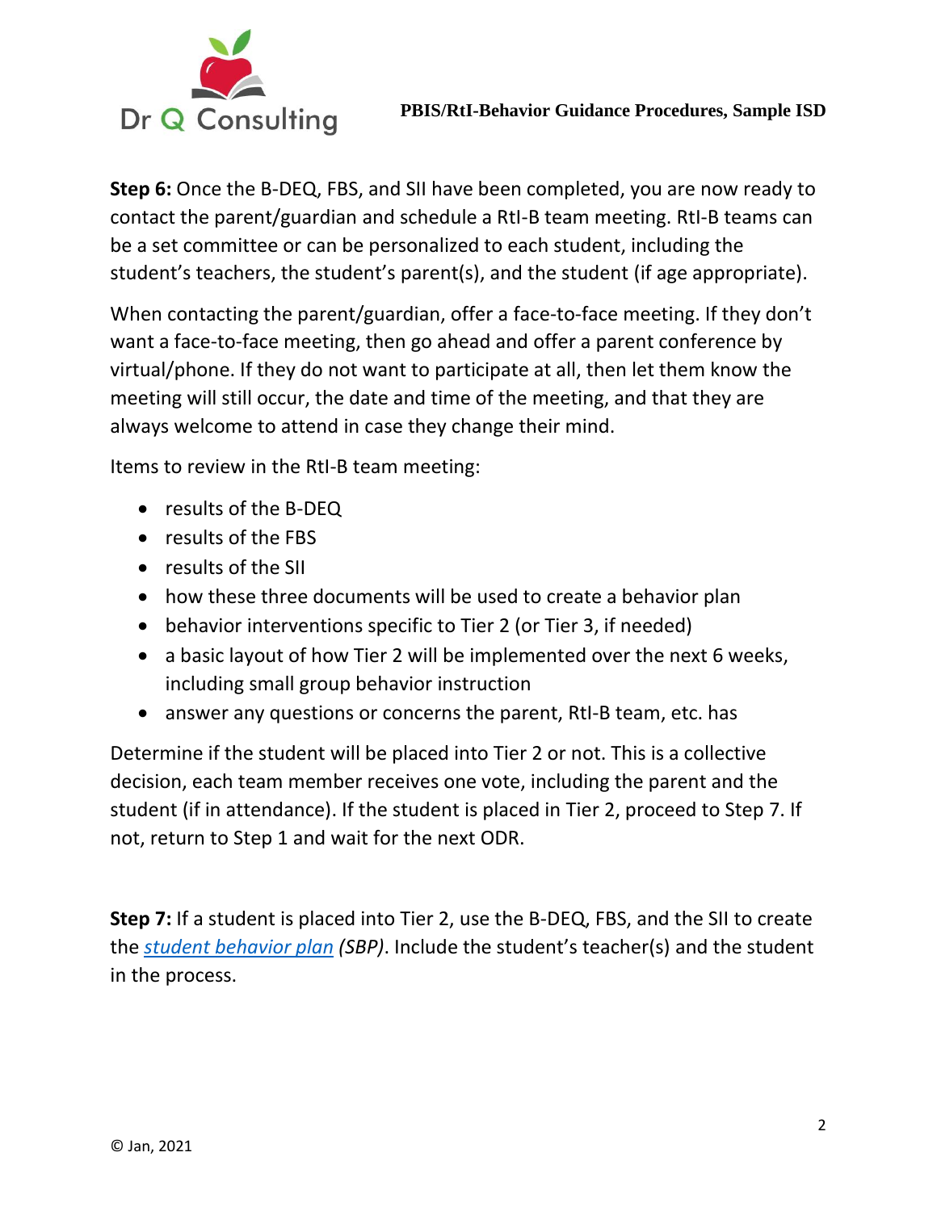**Step 6:** Once the B-DEQ, FBS, and SII have been completed, you are now ready to contact the parent/guardian and schedule a RtI-B team meeting. RtI-B teams can be a set committee or can be personalized to each student, including the student's teachers, the student's parent(s), and the student (if age appropriate).

When contacting the parent/guardian, offer a face-to-face meeting. If they don't want a face-to-face meeting, then go ahead and offer a parent conference by virtual/phone. If they do not want to participate at all, then let them know the meeting will still occur, the date and time of the meeting, and that they are always welcome to attend in case they change their mind.

Items to review in the RtI-B team meeting:

- results of the B-DEQ
- results of the FBS
- results of the SII
- how these three documents will be used to create a behavior plan
- behavior interventions specific to Tier 2 (or Tier 3, if needed)
- a basic layout of how Tier 2 will be implemented over the next 6 weeks, including small group behavior instruction
- answer any questions or concerns the parent, RtI-B team, etc. has

Determine if the student will be placed into Tier 2 or not. This is a collective decision, each team member receives one vote, including the parent and the student (if in attendance). If the student is placed in Tier 2, proceed to Step 7. If not, return to Step 1 and wait for the next ODR.

**Step 7:** If a student is placed into Tier 2, use the B-DEQ, FBS, and the SII to create the *student behavior plan (SBP)*. Include the student's teacher(s) and the student in the process.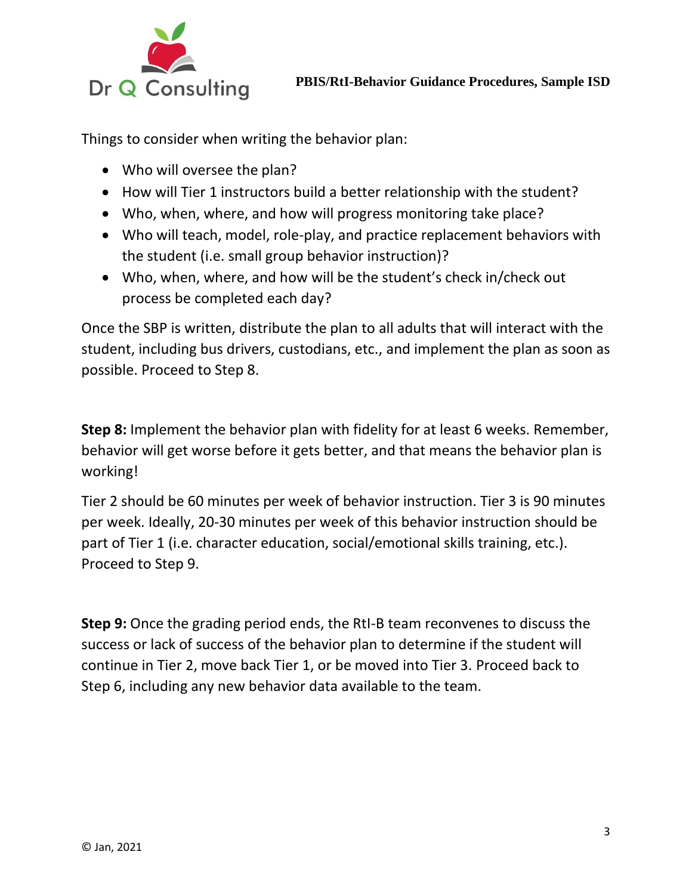Things to consider when writing the behavior plan:

- Who will oversee the plan?
- How will Tier 1 instructors build a better relationship with the student?
- Who, when, where, and how will progress monitoring take place?
- Who will teach, model, role-play, and practice replacement behaviors with the student (i.e. small group behavior instruction)?
- Who, when, where, and how will be the student's check in/check out process be completed each day?

Once the SBP is written, distribute the plan to all adults that will interact with the student, including bus drivers, custodians, etc., and implement the plan as soon as possible. Proceed to Step 8.

**Step 8:** Implement the behavior plan with fidelity for at least 6 weeks. Remember, behavior will get worse before it gets better, and that means the behavior plan is working!

Tier 2 should be 60 minutes per week of behavior instruction. Tier 3 is 90 minutes per week. Ideally, 20-30 minutes per week of this behavior instruction should be part of Tier 1 (i.e. character education, social/emotional skills training, etc.). Proceed to Step 9.

**Step 9:** Once the grading period ends, the RtI-B team reconvenes to discuss the success or lack of success of the behavior plan to determine if the student will continue in Tier 2, move back Tier 1, or be moved into Tier 3. Proceed back to Step 6, including any new behavior data available to the team.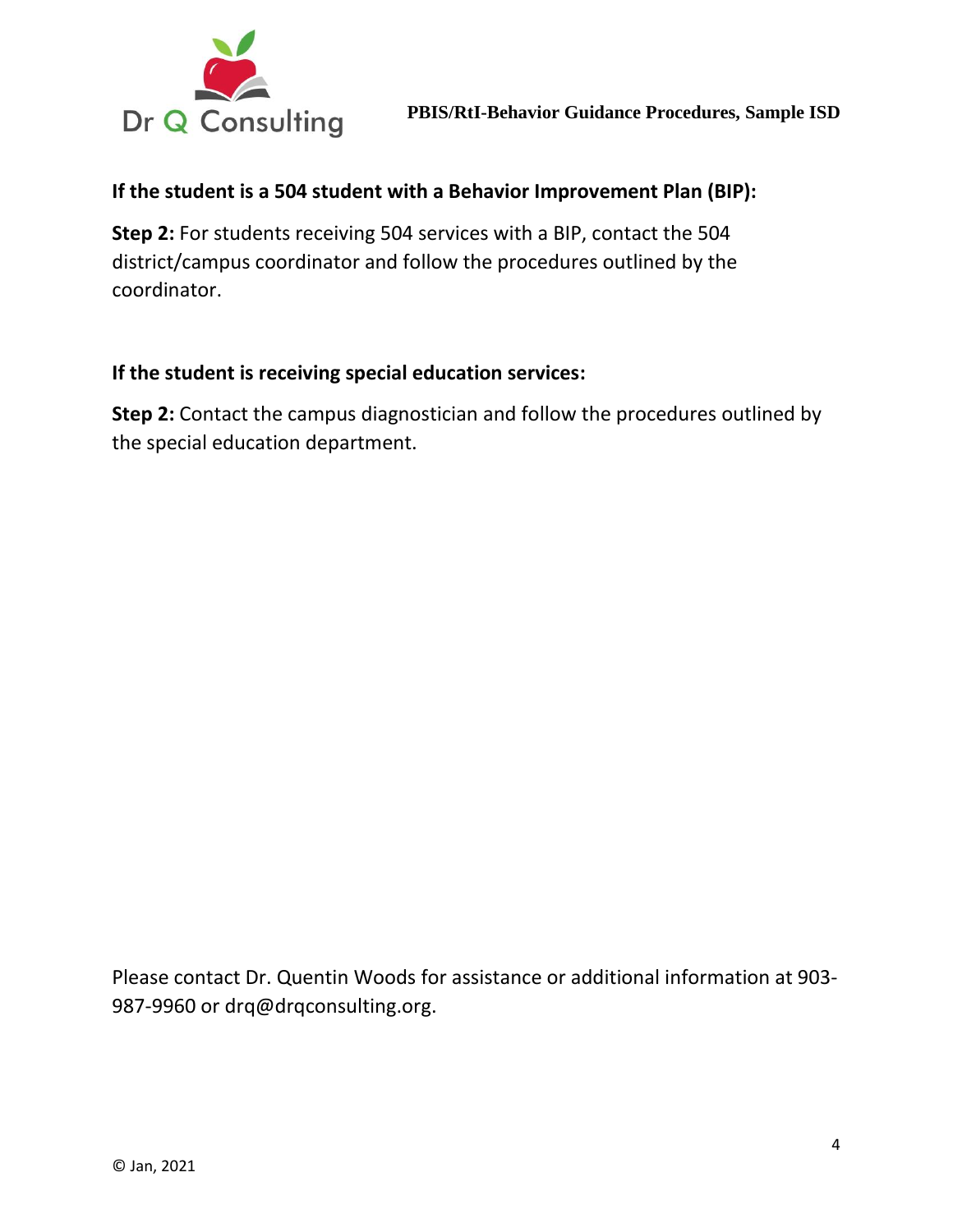**If the student is a 504 student with a Behavior Improvement Plan (BIP):**

**Step 2:** For students receiving 504 services with a BIP, contact the 504 district/campus coordinator and follow the procedures outlined by the coordinator.

**If the student is receiving special education services:**

**Step 2:** Contact the campus diagnostician and follow the procedures outlined by the special education department.

Please contact Dr. Quentin Woods for assistance or additional information at 903-987-9960 or drq@drqconsulting.org.

© Jan, 2021